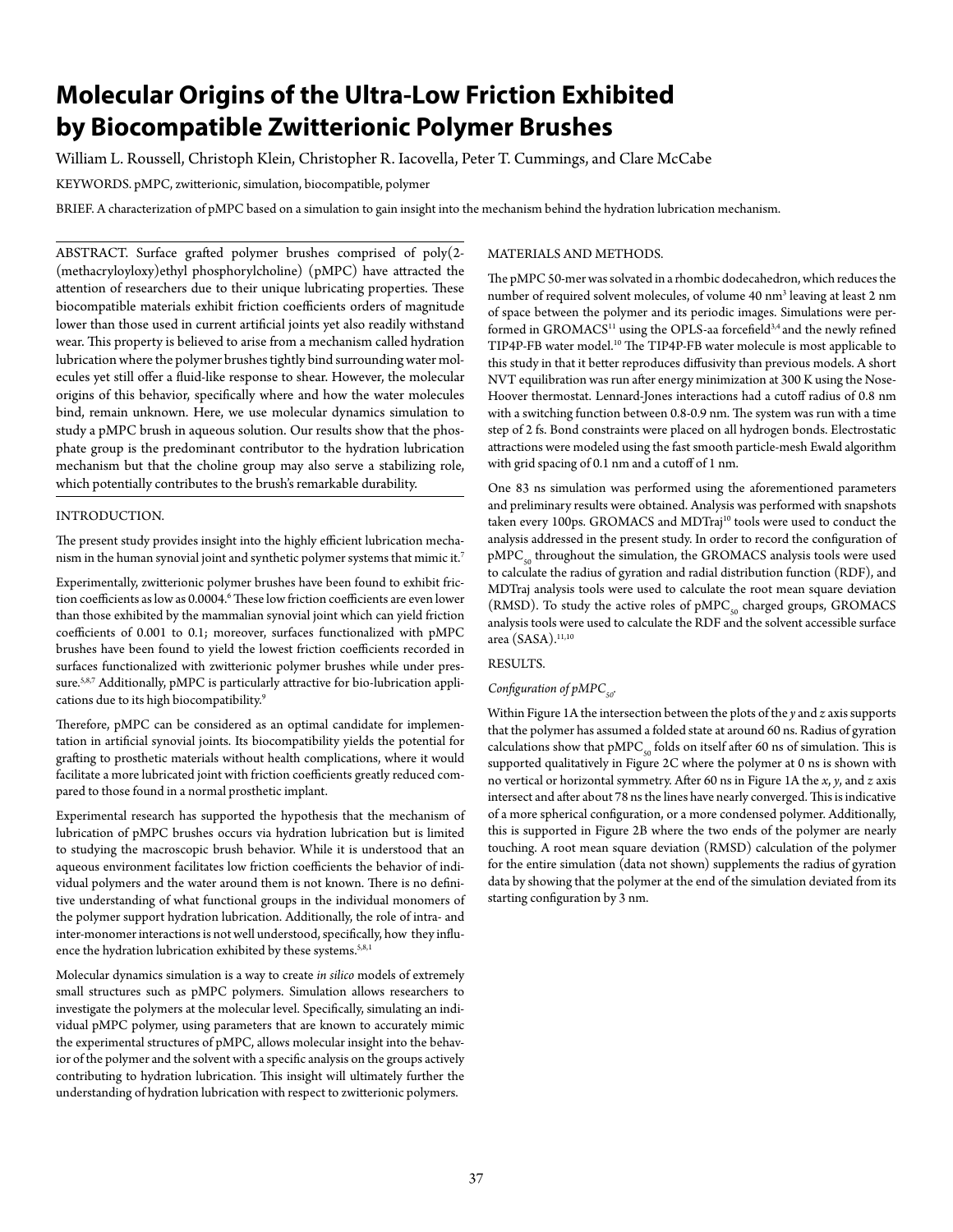# Molecular Origins of the Ultra-Low Friction Exhibited by Biocompatible Zwitterionic Polymer Brushes

William L. Roussell, Christoph Klein, Christopher R. Iacovella, Peter T. Cummings, and Clare McCabe

KEYWORDS. pMPC, zwitterionic, simulation, biocompatible, polymer

BRIEF. A characterization of pMPC based on a simulation to gain insight into the mechanism behind the hydration lubrication mechanism.

ABSTRACT. Surface grafted polymer brushes comprised of poly(2-(methacryloyloxy)ethyl phosphorylcholine) (pMPC) have attracted the attention of researchers due to their unique lubricating properties. These biocompatible materials exhibit friction coefficients orders of magnitude lower than those used in current artificial joints yet also readily withstand wear. This property is believed to arise from a mechanism called hydration lubrication where the polymer brushes tightly bind surrounding water molecules yet still offer a fluid-like response to shear. However, the molecular origins of this behavior, specifically where and how the water molecules bind, remain unknown. Here, we use molecular dynamics simulation to study a pMPC brush in aqueous solution. Our results show that the phosphate group is the predominant contributor to the hydration lubrication mechanism but that the choline group may also serve a stabilizing role, which potentially contributes to the brush's remarkable durability.

## INTRODUCTION.

The present study provides insight into the highly efficient lubrication mechanism in the human synovial joint and synthetic polymer systems that mimic it.[7]

Experimentally, zwitterionic polymer brushes have been found to exhibit friction coefficients as low as 0.0004.[6] These low friction coefficients are even lower than those exhibited by the mammalian synovial joint which can yield friction coefficients of 0.001 to 0.1; moreover, surfaces functionalized with pMPC brushes have been found to yield the lowest friction coefficients recorded in surfaces functionalized with zwitterionic polymer brushes while under pressure.[5,8,7] Additionally, pMPC is particularly attractive for bio-lubrication applications due to its high biocompatibility.[9]

Therefore, pMPC can be considered as an optimal candidate for implementation in artificial synovial joints. Its biocompatibility yields the potential for grafting to prosthetic materials without health complications, where it would facilitate a more lubricated joint with friction coefficients greatly reduced compared to those found in a normal prosthetic implant.

Experimental research has supported the hypothesis that the mechanism of lubrication of pMPC brushes occurs via hydration lubrication but is limited to studying the macroscopic brush behavior. While it is understood that an aqueous environment facilitates low friction coefficients the behavior of individual polymers and the water around them is not known. There is no definitive understanding of what functional groups in the individual monomers of the polymer support hydration lubrication. Additionally, the role of intra- and inter-monomer interactions is not well understood, specifically, how they influence the hydration lubrication exhibited by these systems.[5,8,1]

Molecular dynamics simulation is a way to create *in silico* models of extremely small structures such as pMPC polymers. Simulation allows researchers to investigate the polymers at the molecular level. Specifically, simulating an individual pMPC polymer, using parameters that are known to accurately mimic the experimental structures of pMPC, allows molecular insight into the behavior of the polymer and the solvent with a specific analysis on the groups actively contributing to hydration lubrication. This insight will ultimately further the understanding of hydration lubrication with respect to zwitterionic polymers.

## MATERIALS AND METHODS.

The pMPC 50-mer was solvated in a rhombic dodecahedron, which reduces the number of required solvent molecules, of volume 40 nm$^3$ leaving at least 2 nm of space between the polymer and its periodic images. Simulations were performed in GROMACS[11] using the OPLS-aa forcefield[3,4] and the newly refined TIP4P-FB water model.[10] The TIP4P-FB water molecule is most applicable to this study in that it better reproduces diffusivity than previous models. A short NVT equilibration was run after energy minimization at 300 K using the Nose-Hoover thermostat. Lennard-Jones interactions had a cutoff radius of 0.8 nm with a switching function between 0.8-0.9 nm. The system was run with a time step of 2 fs. Bond constraints were placed on all hydrogen bonds. Electrostatic attractions were modeled using the fast smooth particle-mesh Ewald algorithm with grid spacing of 0.1 nm and a cutoff of 1 nm.

One 83 ns simulation was performed using the aforementioned parameters and preliminary results were obtained. Analysis was performed with snapshots taken every 100ps. GROMACS and MDTraj[10] tools were used to conduct the analysis addressed in the present study. In order to record the configuration of $pMPC_{50}$ throughout the simulation, the GROMACS analysis tools were used to calculate the radius of gyration and radial distribution function (RDF), and MDTraj analysis tools were used to calculate the root mean square deviation (RMSD). To study the active roles of $pMPC_{50}$ charged groups, GROMACS analysis tools were used to calculate the RDF and the solvent accessible surface area (SASA).[11,10]

## RESULTS.

### *Configuration of $pMPC_{50}$.*

Within Figure 1A the intersection between the plots of the *y* and *z* axis supports that the polymer has assumed a folded state at around 60 ns. Radius of gyration calculations show that $pMPC_{50}$ folds on itself after 60 ns of simulation. This is supported qualitatively in Figure 2C where the polymer at 0 ns is shown with no vertical or horizontal symmetry. After 60 ns in Figure 1A the *x*, *y*, and *z* axis intersect and after about 78 ns the lines have nearly converged. This is indicative of a more spherical configuration, or a more condensed polymer. Additionally, this is supported in Figure 2B where the two ends of the polymer are nearly touching. A root mean square deviation (RMSD) calculation of the polymer for the entire simulation (data not shown) supplements the radius of gyration data by showing that the polymer at the end of the simulation deviated from its starting configuration by 3 nm.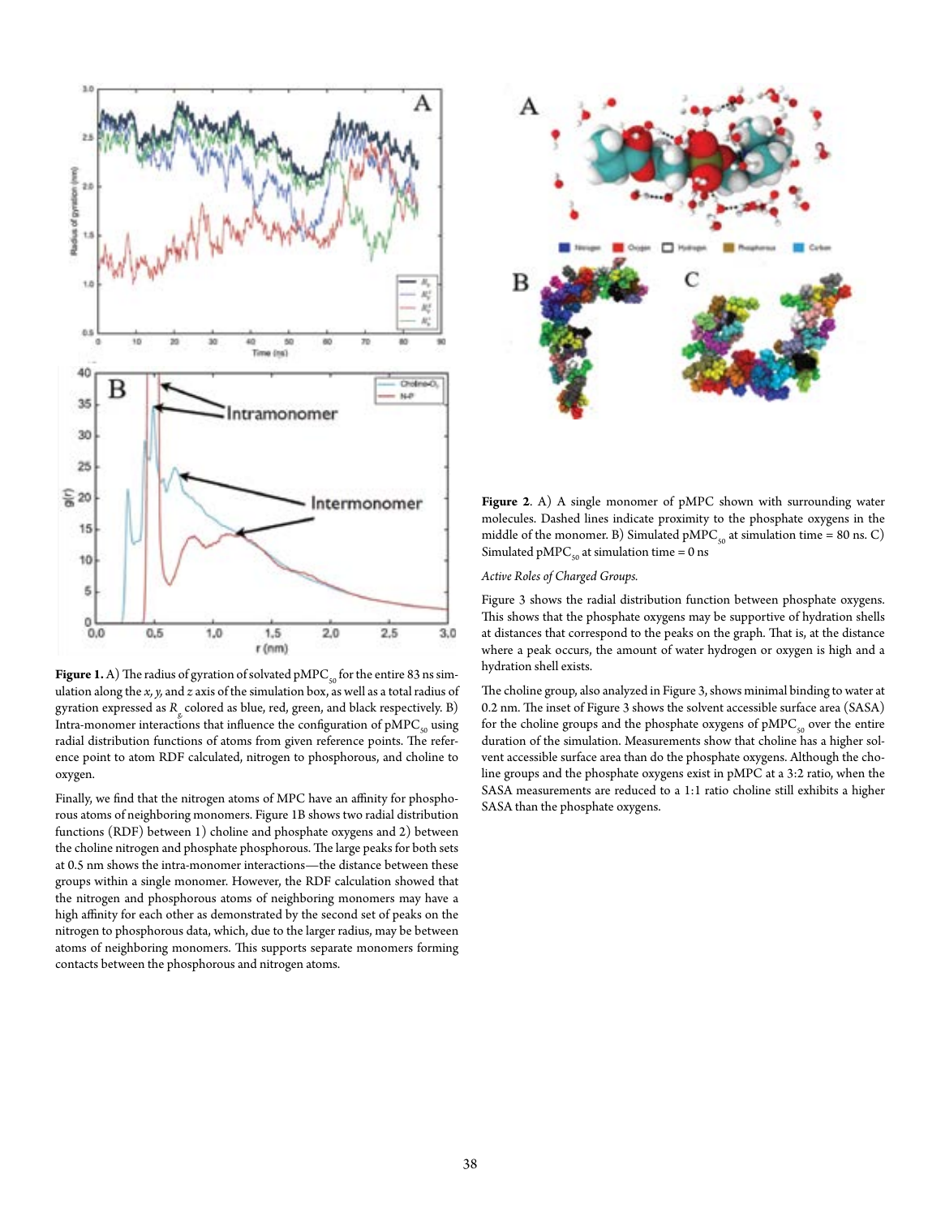**Figure 1.** A) The radius of gyration of solvated pMPC$_{50}$ for the entire 83 ns simulation along the *x, y,* and *z* axis of the simulation box, as well as a total radius of gyration expressed as $R_g$ colored as blue, red, green, and black respectively. B) Intra-monomer interactions that influence the configuration of pMPC$_{50}$ using radial distribution functions of atoms from given reference points. The reference point to atom RDF calculated, nitrogen to phosphorous, and choline to oxygen.

Finally, we find that the nitrogen atoms of MPC have an affinity for phosphorous atoms of neighboring monomers. Figure 1B shows two radial distribution functions (RDF) between 1) choline and phosphate oxygens and 2) between the choline nitrogen and phosphate phosphorous. The large peaks for both sets at 0.5 nm shows the intra-monomer interactions—the distance between these groups within a single monomer. However, the RDF calculation showed that the nitrogen and phosphorous atoms of neighboring monomers may have a high affinity for each other as demonstrated by the second set of peaks on the nitrogen to phosphorous data, which, due to the larger radius, may be between atoms of neighboring monomers. This supports separate monomers forming contacts between the phosphorous and nitrogen atoms.

**Figure 2**. A) A single monomer of pMPC shown with surrounding water molecules. Dashed lines indicate proximity to the phosphate oxygens in the middle of the monomer. B) Simulated pMPC$_{50}$ at simulation time = 80 ns. C) Simulated pMPC$_{50}$ at simulation time = 0 ns

*Active Roles of Charged Groups.*

Figure 3 shows the radial distribution function between phosphate oxygens. This shows that the phosphate oxygens may be supportive of hydration shells at distances that correspond to the peaks on the graph. That is, at the distance where a peak occurs, the amount of water hydrogen or oxygen is high and a hydration shell exists.

The choline group, also analyzed in Figure 3, shows minimal binding to water at 0.2 nm. The inset of Figure 3 shows the solvent accessible surface area (SASA) for the choline groups and the phosphate oxygens of pMPC$_{50}$ over the entire duration of the simulation. Measurements show that choline has a higher solvent accessible surface area than do the phosphate oxygens. Although the choline groups and the phosphate oxygens exist in pMPC at a 3:2 ratio, when the SASA measurements are reduced to a 1:1 ratio choline still exhibits a higher SASA than the phosphate oxygens.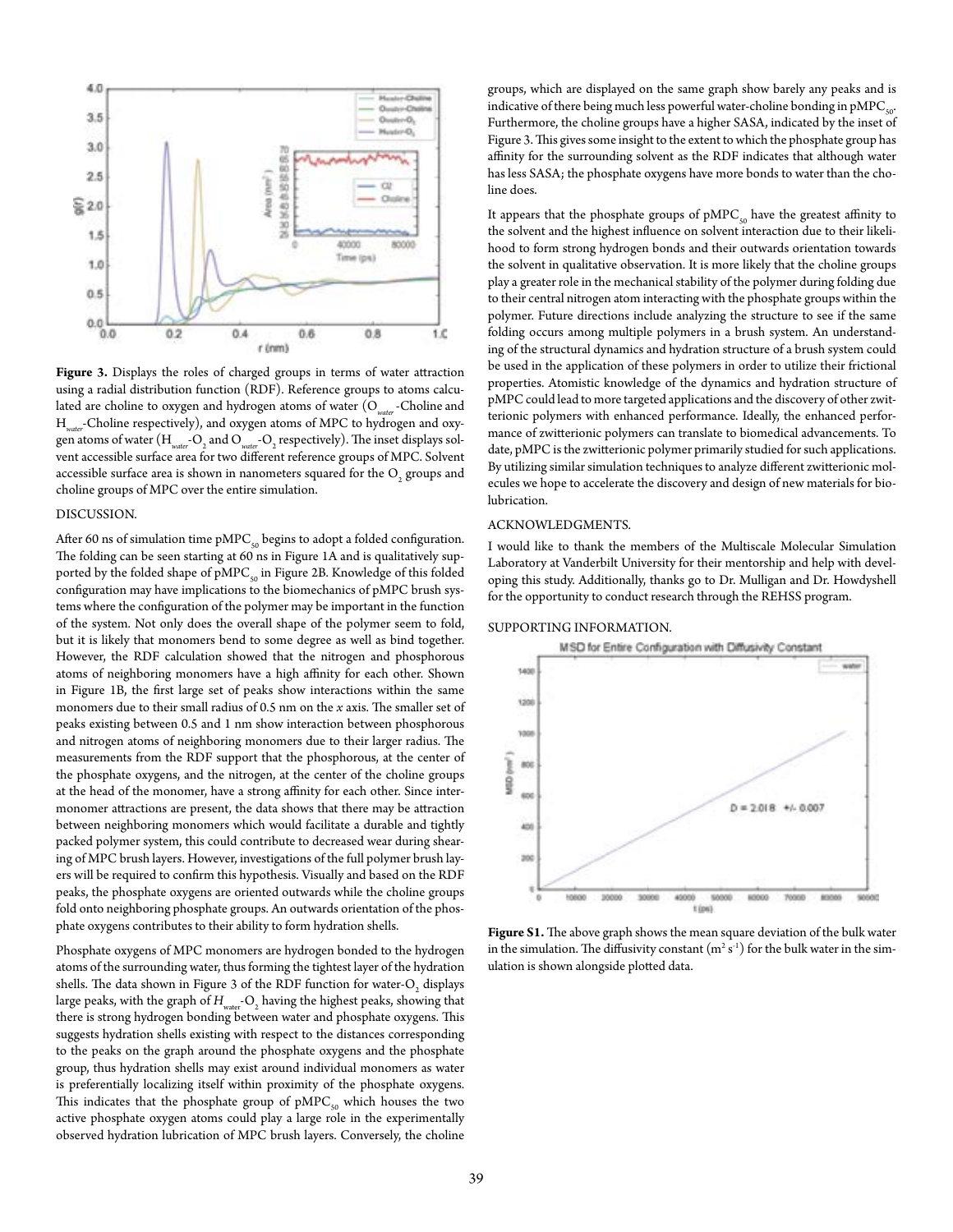**Figure 3.** Displays the roles of charged groups in terms of water attraction using a radial distribution function (RDF). Reference groups to atoms calculated are choline to oxygen and hydrogen atoms of water ($O_{water}$-Choline and $H_{water}$-Choline respectively), and oxygen atoms of MPC to hydrogen and oxygen atoms of water ($H_{water}$-$O_2$ and $O_{water}$-$O_2$ respectively). The inset displays solvent accessible surface area for two different reference groups of MPC. Solvent accessible surface area is shown in nanometers squared for the $O_2$ groups and choline groups of MPC over the entire simulation.

## DISCUSSION.

After 60 ns of simulation time $pMPC_{50}$ begins to adopt a folded configuration. The folding can be seen starting at 60 ns in Figure 1A and is qualitatively supported by the folded shape of $pMPC_{50}$ in Figure 2B. Knowledge of this folded configuration may have implications to the biomechanics of pMPC brush systems where the configuration of the polymer may be important in the function of the system. Not only does the overall shape of the polymer seem to fold, but it is likely that monomers bend to some degree as well as bind together. However, the RDF calculation showed that the nitrogen and phosphorous atoms of neighboring monomers have a high affinity for each other. Shown in Figure 1B, the first large set of peaks show interactions within the same monomers due to their small radius of 0.5 nm on the *x* axis. The smaller set of peaks existing between 0.5 and 1 nm show interaction between phosphorous and nitrogen atoms of neighboring monomers due to their larger radius. The measurements from the RDF support that the phosphorous, at the center of the phosphate oxygens, and the nitrogen, at the center of the choline groups at the head of the monomer, have a strong affinity for each other. Since inter-monomer attractions are present, the data shows that there may be attraction between neighboring monomers which would facilitate a durable and tightly packed polymer system, this could contribute to decreased wear during shearing of MPC brush layers. However, investigations of the full polymer brush layers will be required to confirm this hypothesis. Visually and based on the RDF peaks, the phosphate oxygens are oriented outwards while the choline groups fold onto neighboring phosphate groups. An outwards orientation of the phosphate oxygens contributes to their ability to form hydration shells.

Phosphate oxygens of MPC monomers are hydrogen bonded to the hydrogen atoms of the surrounding water, thus forming the tightest layer of the hydration shells. The data shown in Figure 3 of the RDF function for water-$O_2$ displays large peaks, with the graph of $H_{water}$-$O_2$ having the highest peaks, showing that there is strong hydrogen bonding between water and phosphate oxygens. This suggests hydration shells existing with respect to the distances corresponding to the peaks on the graph around the phosphate oxygens and the phosphate group, thus hydration shells may exist around individual monomers as water is preferentially localizing itself within proximity of the phosphate oxygens. This indicates that the phosphate group of $pMPC_{50}$ which houses the two active phosphate oxygen atoms could play a large role in the experimentally observed hydration lubrication of MPC brush layers. Conversely, the choline groups, which are displayed on the same graph show barely any peaks and is indicative of there being much less powerful water-choline bonding in $pMPC_{50}$. Furthermore, the choline groups have a higher SASA, indicated by the inset of Figure 3. This gives some insight to the extent to which the phosphate group has affinity for the surrounding solvent as the RDF indicates that although water has less SASA; the phosphate oxygens have more bonds to water than the choline does.

It appears that the phosphate groups of $pMPC_{50}$ have the greatest affinity to the solvent and the highest influence on solvent interaction due to their likelihood to form strong hydrogen bonds and their outwards orientation towards the solvent in qualitative observation. It is more likely that the choline groups play a greater role in the mechanical stability of the polymer during folding due to their central nitrogen atom interacting with the phosphate groups within the polymer. Future directions include analyzing the structure to see if the same folding occurs among multiple polymers in a brush system. An understanding of the structural dynamics and hydration structure of a brush system could be used in the application of these polymers in order to utilize their frictional properties. Atomistic knowledge of the dynamics and hydration structure of pMPC could lead to more targeted applications and the discovery of other zwitterionic polymers with enhanced performance. Ideally, the enhanced performance of zwitterionic polymers can translate to biomedical advancements. To date, pMPC is the zwitterionic polymer primarily studied for such applications. By utilizing similar simulation techniques to analyze different zwitterionic molecules we hope to accelerate the discovery and design of new materials for biolubrication.

## ACKNOWLEDGMENTS.

I would like to thank the members of the Multiscale Molecular Simulation Laboratory at Vanderbilt University for their mentorship and help with developing this study. Additionally, thanks go to Dr. Mulligan and Dr. Howdyshell for the opportunity to conduct research through the REHSS program.

## SUPPORTING INFORMATION.

**Figure S1.** The above graph shows the mean square deviation of the bulk water in the simulation. The diffusivity constant ($m^2 s^{-1}$) for the bulk water in the simulation is shown alongside plotted data.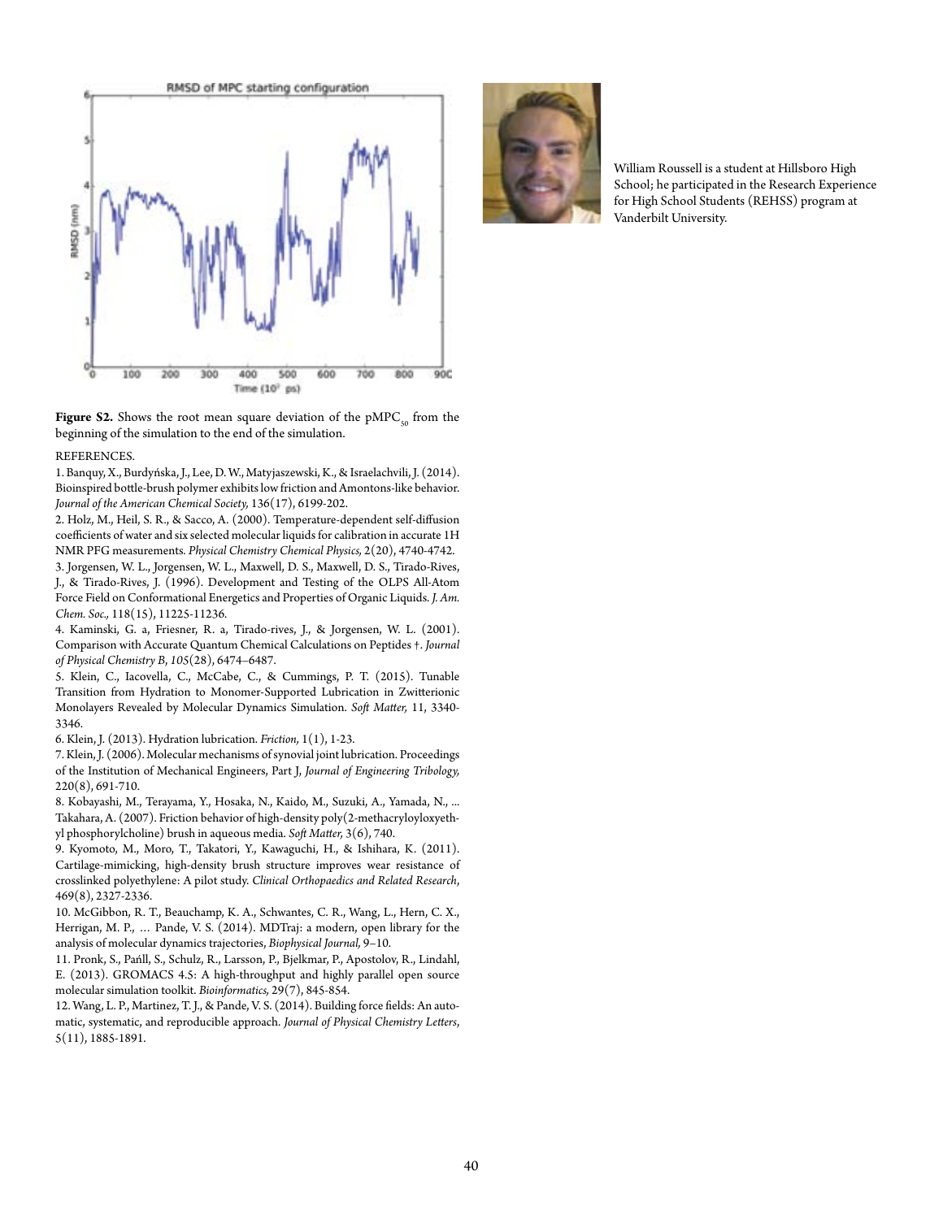RMSD of MPC starting configuration

RMSD (nm)

Time ($10^3$ ps)

0 100 200 300 400 500 600 700 800 900

0 1 2 3 4 5 6

**Figure S2.** Shows the root mean square deviation of the $pMPC_{50}$ from the beginning of the simulation to the end of the simulation.

William Roussell is a student at Hillsboro High School; he participated in the Research Experience for High School Students (REHSS) program at Vanderbilt University.

REFERENCES.

1. Banquy, X., Burdyńska, J., Lee, D. W., Matyjaszewski, K., & Israelachvili, J. (2014). Bioinspired bottle-brush polymer exhibits low friction and Amontons-like behavior. *Journal of the American Chemical Society,* 136(17), 6199-202.

2. Holz, M., Heil, S. R., & Sacco, A. (2000). Temperature-dependent self-diffusion coefficients of water and six selected molecular liquids for calibration in accurate 1H NMR PFG measurements. *Physical Chemistry Chemical Physics,* 2(20), 4740-4742.

3. Jorgensen, W. L., Jorgensen, W. L., Maxwell, D. S., Maxwell, D. S., Tirado-Rives, J., & Tirado-Rives, J. (1996). Development and Testing of the OLPS All-Atom Force Field on Conformational Energetics and Properties of Organic Liquids. *J. Am. Chem. Soc.,* 118(15), 11225-11236.

4. Kaminski, G. a, Friesner, R. a, Tirado-rives, J., & Jorgensen, W. L. (2001). Comparison with Accurate Quantum Chemical Calculations on Peptides †. *Journal of Physical Chemistry B*, *105*(28), 6474–6487.

5. Klein, C., Iacovella, C., McCabe, C., & Cummings, P. T. (2015). Tunable Transition from Hydration to Monomer-Supported Lubrication in Zwitterionic Monolayers Revealed by Molecular Dynamics Simulation. *Soft Matter,* 11, 3340-3346.

6. Klein, J. (2013). Hydration lubrication. *Friction,* 1(1), 1-23.

7. Klein, J. (2006). Molecular mechanisms of synovial joint lubrication. Proceedings of the Institution of Mechanical Engineers, Part J, *Journal of Engineering Tribology,* 220(8), 691-710.

8. Kobayashi, M., Terayama, Y., Hosaka, N., Kaido, M., Suzuki, A., Yamada, N., ... Takahara, A. (2007). Friction behavior of high-density poly(2-methacryloyloxyethyl phosphorylcholine) brush in aqueous media. *Soft Matter,* 3(6), 740.

9. Kyomoto, M., Moro, T., Takatori, Y., Kawaguchi, H., & Ishihara, K. (2011). Cartilage-mimicking, high-density brush structure improves wear resistance of crosslinked polyethylene: A pilot study. *Clinical Orthopaedics and Related Research*, 469(8), 2327-2336.

10. McGibbon, R. T., Beauchamp, K. A., Schwantes, C. R., Wang, L., Hern, C. X., Herrigan, M. P., … Pande, V. S. (2014). MDTraj: a modern, open library for the analysis of molecular dynamics trajectories, *Biophysical Journal,* 9–10.

11. Pronk, S., Pańll, S., Schulz, R., Larsson, P., Bjelkmar, P., Apostolov, R., Lindahl, E. (2013). GROMACS 4.5: A high-throughput and highly parallel open source molecular simulation toolkit. *Bioinformatics,* 29(7), 845-854.

12. Wang, L. P., Martinez, T. J., & Pande, V. S. (2014). Building force fields: An automatic, systematic, and reproducible approach. *Journal of Physical Chemistry Letters*, 5(11), 1885-1891.